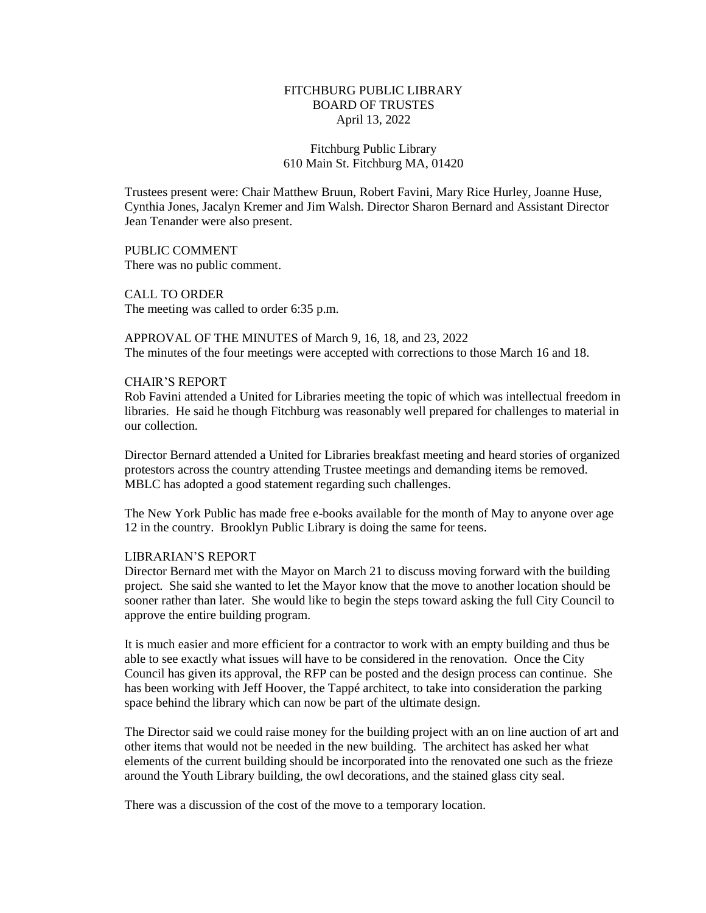FITCHBURG PUBLIC LIBRARY
BOARD OF TRUSTES
April 13, 2022

Fitchburg Public Library
610 Main St. Fitchburg MA, 01420

Trustees present were: Chair Matthew Bruun, Robert Favini, Mary Rice Hurley, Joanne Huse, Cynthia Jones, Jacalyn Kremer and Jim Walsh. Director Sharon Bernard and Assistant Director Jean Tenander were also present.

PUBLIC COMMENT
There was no public comment.

CALL TO ORDER
The meeting was called to order 6:35 p.m.

APPROVAL OF THE MINUTES of March 9, 16, 18, and 23, 2022
The minutes of the four meetings were accepted with corrections to those March 16 and 18.

CHAIR'S REPORT
Rob Favini attended a United for Libraries meeting the topic of which was intellectual freedom in libraries. He said he though Fitchburg was reasonably well prepared for challenges to material in our collection.

Director Bernard attended a United for Libraries breakfast meeting and heard stories of organized protestors across the country attending Trustee meetings and demanding items be removed. MBLC has adopted a good statement regarding such challenges.

The New York Public has made free e-books available for the month of May to anyone over age 12 in the country. Brooklyn Public Library is doing the same for teens.

LIBRARIAN'S REPORT
Director Bernard met with the Mayor on March 21 to discuss moving forward with the building project. She said she wanted to let the Mayor know that the move to another location should be sooner rather than later. She would like to begin the steps toward asking the full City Council to approve the entire building program.

It is much easier and more efficient for a contractor to work with an empty building and thus be able to see exactly what issues will have to be considered in the renovation. Once the City Council has given its approval, the RFP can be posted and the design process can continue. She has been working with Jeff Hoover, the Tappé architect, to take into consideration the parking space behind the library which can now be part of the ultimate design.

The Director said we could raise money for the building project with an on line auction of art and other items that would not be needed in the new building. The architect has asked her what elements of the current building should be incorporated into the renovated one such as the frieze around the Youth Library building, the owl decorations, and the stained glass city seal.

There was a discussion of the cost of the move to a temporary location.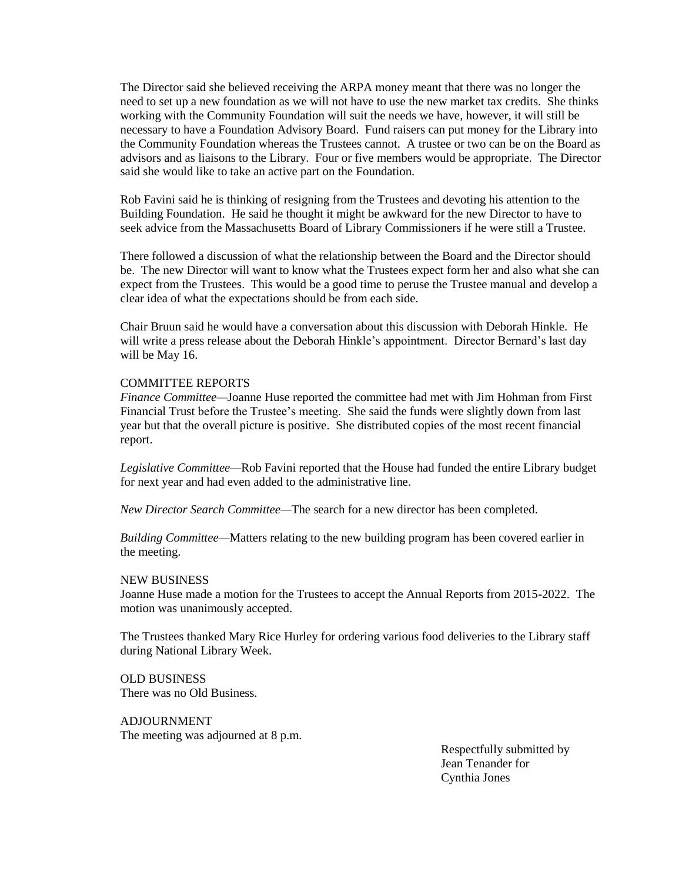The Director said she believed receiving the ARPA money meant that there was no longer the need to set up a new foundation as we will not have to use the new market tax credits. She thinks working with the Community Foundation will suit the needs we have, however, it will still be necessary to have a Foundation Advisory Board. Fund raisers can put money for the Library into the Community Foundation whereas the Trustees cannot. A trustee or two can be on the Board as advisors and as liaisons to the Library. Four or five members would be appropriate. The Director said she would like to take an active part on the Foundation.

Rob Favini said he is thinking of resigning from the Trustees and devoting his attention to the Building Foundation. He said he thought it might be awkward for the new Director to have to seek advice from the Massachusetts Board of Library Commissioners if he were still a Trustee.

There followed a discussion of what the relationship between the Board and the Director should be. The new Director will want to know what the Trustees expect form her and also what she can expect from the Trustees. This would be a good time to peruse the Trustee manual and develop a clear idea of what the expectations should be from each side.

Chair Bruun said he would have a conversation about this discussion with Deborah Hinkle. He will write a press release about the Deborah Hinkle's appointment. Director Bernard's last day will be May 16.

COMMITTEE REPORTS

*Finance Committee—*Joanne Huse reported the committee had met with Jim Hohman from First Financial Trust before the Trustee's meeting. She said the funds were slightly down from last year but that the overall picture is positive. She distributed copies of the most recent financial report.

*Legislative Committee—*Rob Favini reported that the House had funded the entire Library budget for next year and had even added to the administrative line.

*New Director Search Committee—*The search for a new director has been completed.

*Building Committee—*Matters relating to the new building program has been covered earlier in the meeting.

NEW BUSINESS

Joanne Huse made a motion for the Trustees to accept the Annual Reports from 2015-2022. The motion was unanimously accepted.

The Trustees thanked Mary Rice Hurley for ordering various food deliveries to the Library staff during National Library Week.

OLD BUSINESS

There was no Old Business.

ADJOURNMENT

The meeting was adjourned at 8 p.m.

Respectfully submitted by
Jean Tenander for
Cynthia Jones